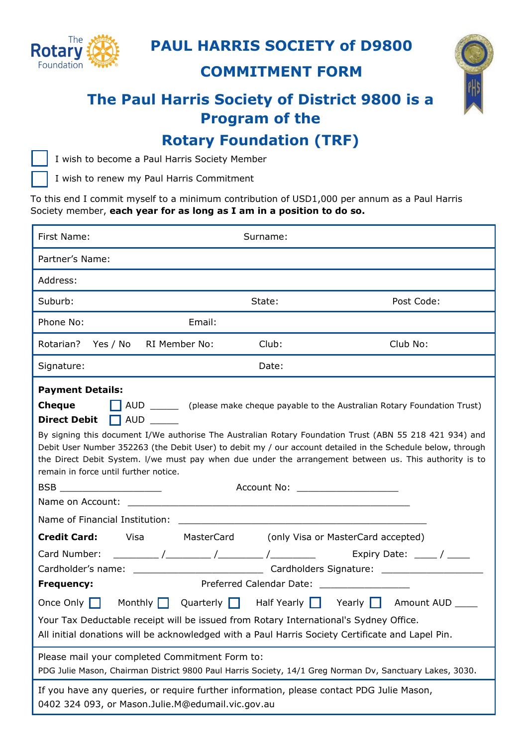# PAUL HARRIS SOCIETY of D9800

## COMMITMENT FORM

## The Paul Harris Society of District 9800 is a Program of the Rotary Foundation (TRF)

☐ I wish to become a Paul Harris Society Member

☐ I wish to renew my Paul Harris Commitment

To this end I commit myself to a minimum contribution of USD1,000 per annum as a Paul Harris Society member, **each year for as long as I am in a position to do so.**

| | | |
|---|---|---|
| First Name: | Surname: | |
| Partner's Name: | | |
| Address: | | |
| Suburb: | State: | Post Code: |
| Phone No: | Email: | |
| Rotarian? Yes / No RI Member No: | Club: | Club No: |
| Signature: | Date: | |

**Payment Details:**

**Cheque** ☐ AUD _____ (please make cheque payable to the Australian Rotary Foundation Trust)

**Direct Debit** ☐ AUD _____

By signing this document I/We authorise The Australian Rotary Foundation Trust (ABN 55 218 421 934) and Debit User Number 352263 (the Debit User) to debit my / our account detailed in the Schedule below, through the Direct Debit System. I/we must pay when due under the arrangement between us. This authority is to remain in force until further notice.

BSB __________________ Account No: __________________

Name on Account: ________________________________________________

Name of Financial Institution: ________________________________________

**Credit Card:** Visa MasterCard (only Visa or MasterCard accepted)

Card Number: ________ /________ /________ /________ Expiry Date: ____ / ____

Cardholder's name: _______________________ Cardholders Signature: __________________

**Frequency:** Preferred Calendar Date: ________________

Once Only ☐ Monthly ☐ Quarterly ☐ Half Yearly ☐ Yearly ☐ Amount AUD ____

Your Tax Deductable receipt will be issued from Rotary International's Sydney Office.

All initial donations will be acknowledged with a Paul Harris Society Certificate and Lapel Pin.

Please mail your completed Commitment Form to:

PDG Julie Mason, Chairman District 9800 Paul Harris Society, 14/1 Greg Norman Dv, Sanctuary Lakes, 3030.

If you have any queries, or require further information, please contact PDG Julie Mason, 0402 324 093, or Mason.Julie.M@edumail.vic.gov.au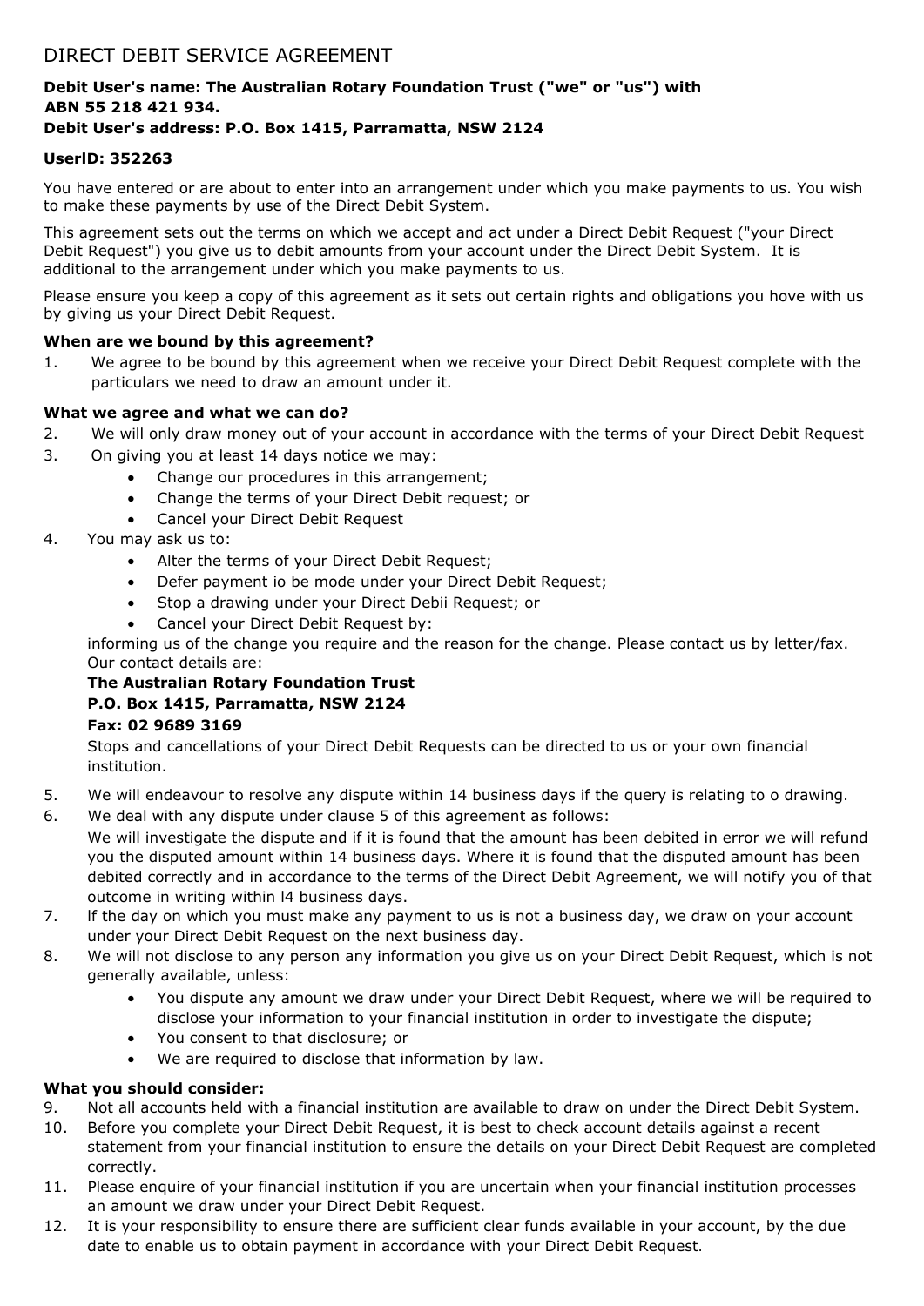# DIRECT DEBIT SERVICE AGREEMENT

**Debit User's name: The Australian Rotary Foundation Trust ("we" or "us") with ABN 55 218 421 934.**
**Debit User's address: P.O. Box 1415, Parramatta, NSW 2124**

**UserID: 352263**

You have entered or are about to enter into an arrangement under which you make payments to us. You wish to make these payments by use of the Direct Debit System.

This agreement sets out the terms on which we accept and act under a Direct Debit Request ("your Direct Debit Request") you give us to debit amounts from your account under the Direct Debit System. It is additional to the arrangement under which you make payments to us.

Please ensure you keep a copy of this agreement as it sets out certain rights and obligations you hove with us by giving us your Direct Debit Request.

**When are we bound by this agreement?**

1. We agree to be bound by this agreement when we receive your Direct Debit Request complete with the particulars we need to draw an amount under it.

**What we agree and what we can do?**

2. We will only draw money out of your account in accordance with the terms of your Direct Debit Request
3. On giving you at least 14 days notice we may:
   - Change our procedures in this arrangement;
   - Change the terms of your Direct Debit request; or
   - Cancel your Direct Debit Request
4. You may ask us to:
   - Alter the terms of your Direct Debit Request;
   - Defer payment io be mode under your Direct Debit Request;
   - Stop a drawing under your Direct Debii Request; or
   - Cancel your Direct Debit Request by:

   informing us of the change you require and the reason for the change. Please contact us by letter/fax. Our contact details are:

   **The Australian Rotary Foundation Trust**
   **P.O. Box 1415, Parramatta, NSW 2124**
   **Fax: 02 9689 3169**

   Stops and cancellations of your Direct Debit Requests can be directed to us or your own financial institution.
5. We will endeavour to resolve any dispute within 14 business days if the query is relating to o drawing.
6. We deal with any dispute under clause 5 of this agreement as follows:

   We will investigate the dispute and if it is found that the amount has been debited in error we will refund you the disputed amount within 14 business days. Where it is found that the disputed amount has been debited correctly and in accordance to the terms of the Direct Debit Agreement, we will notify you of that outcome in writing within l4 business days.
7. lf the day on which you must make any payment to us is not a business day, we draw on your account under your Direct Debit Request on the next business day.
8. We will not disclose to any person any information you give us on your Direct Debit Request, which is not generally available, unless:
   - You dispute any amount we draw under your Direct Debit Request, where we will be required to disclose your information to your financial institution in order to investigate the dispute;
   - You consent to that disclosure; or
   - We are required to disclose that information by law.

**What you should consider:**

9. Not all accounts held with a financial institution are available to draw on under the Direct Debit System.
10. Before you complete your Direct Debit Request, it is best to check account details against a recent statement from your financial institution to ensure the details on your Direct Debit Request are completed correctly.
11. Please enquire of your financial institution if you are uncertain when your financial institution processes an amount we draw under your Direct Debit Request.
12. It is your responsibility to ensure there are sufficient clear funds available in your account, by the due date to enable us to obtain payment in accordance with your Direct Debit Request.